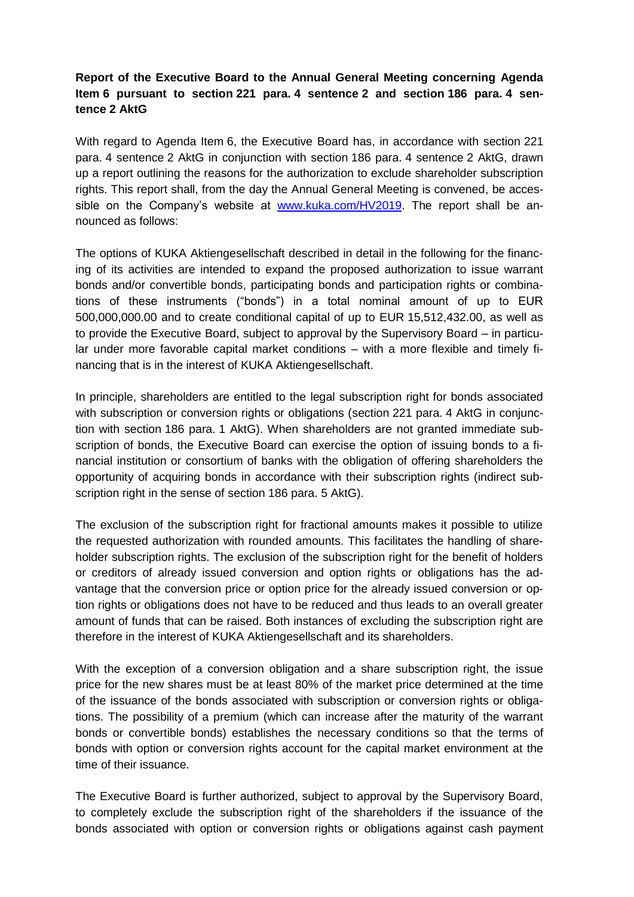**Report of the Executive Board to the Annual General Meeting concerning Agenda Item 6 pursuant to section 221 para. 4 sentence 2 and section 186 para. 4 sentence 2 AktG**

With regard to Agenda Item 6, the Executive Board has, in accordance with section 221 para. 4 sentence 2 AktG in conjunction with section 186 para. 4 sentence 2 AktG, drawn up a report outlining the reasons for the authorization to exclude shareholder subscription rights. This report shall, from the day the Annual General Meeting is convened, be accessible on the Company's website at www.kuka.com/HV2019. The report shall be announced as follows:

The options of KUKA Aktiengesellschaft described in detail in the following for the financing of its activities are intended to expand the proposed authorization to issue warrant bonds and/or convertible bonds, participating bonds and participation rights or combinations of these instruments ("bonds") in a total nominal amount of up to EUR 500,000,000.00 and to create conditional capital of up to EUR 15,512,432.00, as well as to provide the Executive Board, subject to approval by the Supervisory Board – in particular under more favorable capital market conditions – with a more flexible and timely financing that is in the interest of KUKA Aktiengesellschaft.

In principle, shareholders are entitled to the legal subscription right for bonds associated with subscription or conversion rights or obligations (section 221 para. 4 AktG in conjunction with section 186 para. 1 AktG). When shareholders are not granted immediate subscription of bonds, the Executive Board can exercise the option of issuing bonds to a financial institution or consortium of banks with the obligation of offering shareholders the opportunity of acquiring bonds in accordance with their subscription rights (indirect subscription right in the sense of section 186 para. 5 AktG).

The exclusion of the subscription right for fractional amounts makes it possible to utilize the requested authorization with rounded amounts. This facilitates the handling of shareholder subscription rights. The exclusion of the subscription right for the benefit of holders or creditors of already issued conversion and option rights or obligations has the advantage that the conversion price or option price for the already issued conversion or option rights or obligations does not have to be reduced and thus leads to an overall greater amount of funds that can be raised. Both instances of excluding the subscription right are therefore in the interest of KUKA Aktiengesellschaft and its shareholders.

With the exception of a conversion obligation and a share subscription right, the issue price for the new shares must be at least 80% of the market price determined at the time of the issuance of the bonds associated with subscription or conversion rights or obligations. The possibility of a premium (which can increase after the maturity of the warrant bonds or convertible bonds) establishes the necessary conditions so that the terms of bonds with option or conversion rights account for the capital market environment at the time of their issuance.

The Executive Board is further authorized, subject to approval by the Supervisory Board, to completely exclude the subscription right of the shareholders if the issuance of the bonds associated with option or conversion rights or obligations against cash payment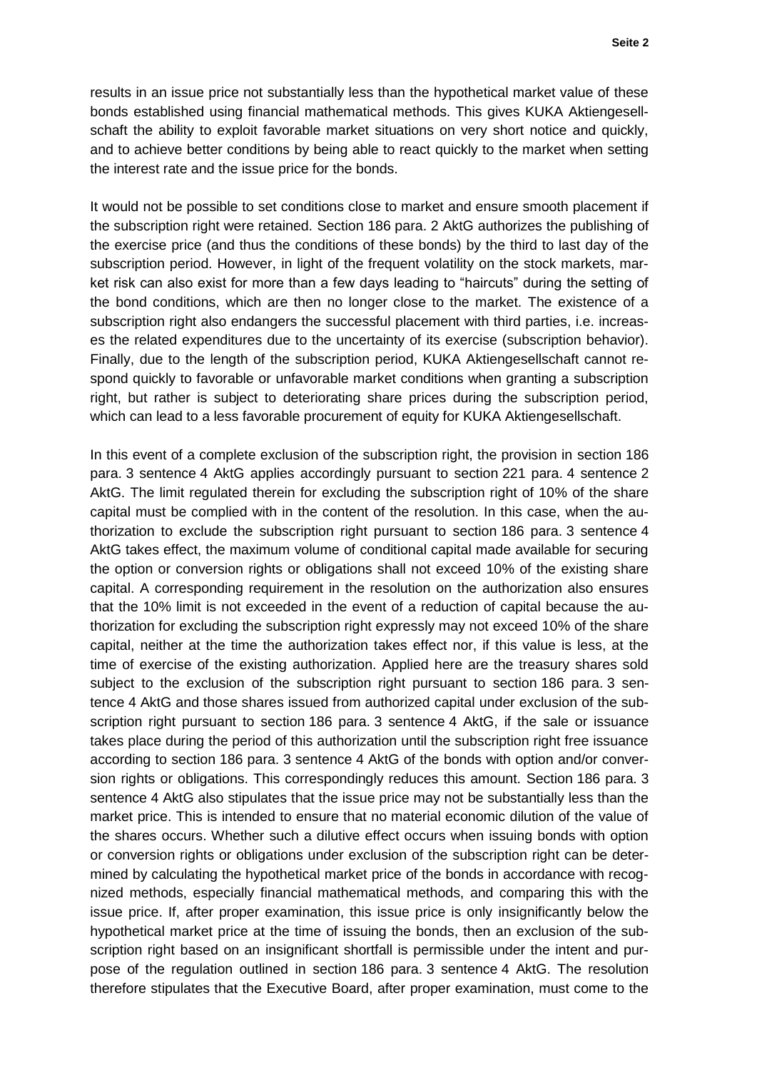results in an issue price not substantially less than the hypothetical market value of these bonds established using financial mathematical methods. This gives KUKA Aktiengesellschaft the ability to exploit favorable market situations on very short notice and quickly, and to achieve better conditions by being able to react quickly to the market when setting the interest rate and the issue price for the bonds.

It would not be possible to set conditions close to market and ensure smooth placement if the subscription right were retained. Section 186 para. 2 AktG authorizes the publishing of the exercise price (and thus the conditions of these bonds) by the third to last day of the subscription period. However, in light of the frequent volatility on the stock markets, market risk can also exist for more than a few days leading to "haircuts" during the setting of the bond conditions, which are then no longer close to the market. The existence of a subscription right also endangers the successful placement with third parties, i.e. increases the related expenditures due to the uncertainty of its exercise (subscription behavior). Finally, due to the length of the subscription period, KUKA Aktiengesellschaft cannot respond quickly to favorable or unfavorable market conditions when granting a subscription right, but rather is subject to deteriorating share prices during the subscription period, which can lead to a less favorable procurement of equity for KUKA Aktiengesellschaft.

In this event of a complete exclusion of the subscription right, the provision in section 186 para. 3 sentence 4 AktG applies accordingly pursuant to section 221 para. 4 sentence 2 AktG. The limit regulated therein for excluding the subscription right of 10% of the share capital must be complied with in the content of the resolution. In this case, when the authorization to exclude the subscription right pursuant to section 186 para. 3 sentence 4 AktG takes effect, the maximum volume of conditional capital made available for securing the option or conversion rights or obligations shall not exceed 10% of the existing share capital. A corresponding requirement in the resolution on the authorization also ensures that the 10% limit is not exceeded in the event of a reduction of capital because the authorization for excluding the subscription right expressly may not exceed 10% of the share capital, neither at the time the authorization takes effect nor, if this value is less, at the time of exercise of the existing authorization. Applied here are the treasury shares sold subject to the exclusion of the subscription right pursuant to section 186 para. 3 sentence 4 AktG and those shares issued from authorized capital under exclusion of the subscription right pursuant to section 186 para. 3 sentence 4 AktG, if the sale or issuance takes place during the period of this authorization until the subscription right free issuance according to section 186 para. 3 sentence 4 AktG of the bonds with option and/or conversion rights or obligations. This correspondingly reduces this amount. Section 186 para. 3 sentence 4 AktG also stipulates that the issue price may not be substantially less than the market price. This is intended to ensure that no material economic dilution of the value of the shares occurs. Whether such a dilutive effect occurs when issuing bonds with option or conversion rights or obligations under exclusion of the subscription right can be determined by calculating the hypothetical market price of the bonds in accordance with recognized methods, especially financial mathematical methods, and comparing this with the issue price. If, after proper examination, this issue price is only insignificantly below the hypothetical market price at the time of issuing the bonds, then an exclusion of the subscription right based on an insignificant shortfall is permissible under the intent and purpose of the regulation outlined in section 186 para. 3 sentence 4 AktG. The resolution therefore stipulates that the Executive Board, after proper examination, must come to the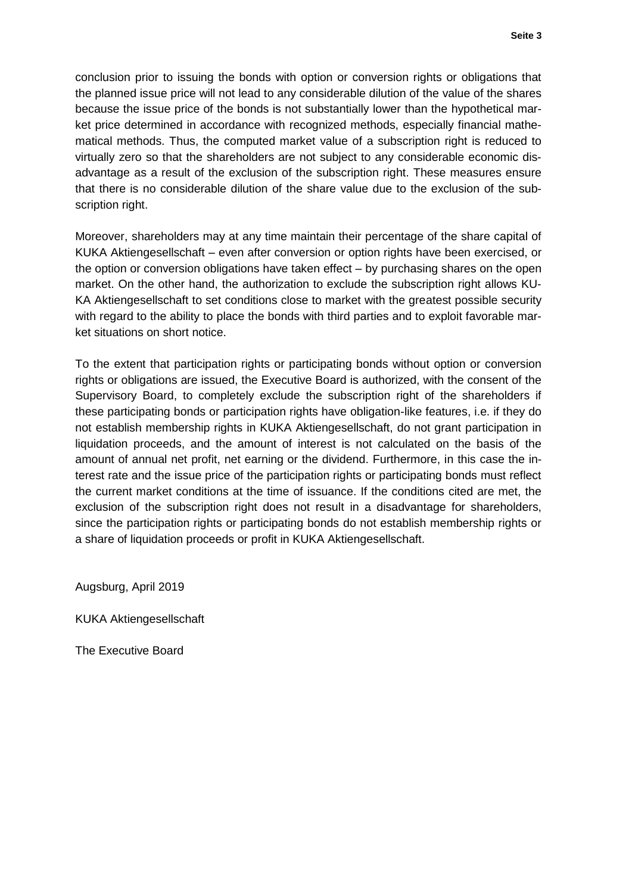conclusion prior to issuing the bonds with option or conversion rights or obligations that the planned issue price will not lead to any considerable dilution of the value of the shares because the issue price of the bonds is not substantially lower than the hypothetical market price determined in accordance with recognized methods, especially financial mathematical methods. Thus, the computed market value of a subscription right is reduced to virtually zero so that the shareholders are not subject to any considerable economic disadvantage as a result of the exclusion of the subscription right. These measures ensure that there is no considerable dilution of the share value due to the exclusion of the subscription right.

Moreover, shareholders may at any time maintain their percentage of the share capital of KUKA Aktiengesellschaft – even after conversion or option rights have been exercised, or the option or conversion obligations have taken effect – by purchasing shares on the open market. On the other hand, the authorization to exclude the subscription right allows KUKA Aktiengesellschaft to set conditions close to market with the greatest possible security with regard to the ability to place the bonds with third parties and to exploit favorable market situations on short notice.

To the extent that participation rights or participating bonds without option or conversion rights or obligations are issued, the Executive Board is authorized, with the consent of the Supervisory Board, to completely exclude the subscription right of the shareholders if these participating bonds or participation rights have obligation-like features, i.e. if they do not establish membership rights in KUKA Aktiengesellschaft, do not grant participation in liquidation proceeds, and the amount of interest is not calculated on the basis of the amount of annual net profit, net earning or the dividend. Furthermore, in this case the interest rate and the issue price of the participation rights or participating bonds must reflect the current market conditions at the time of issuance. If the conditions cited are met, the exclusion of the subscription right does not result in a disadvantage for shareholders, since the participation rights or participating bonds do not establish membership rights or a share of liquidation proceeds or profit in KUKA Aktiengesellschaft.

Augsburg, April 2019

KUKA Aktiengesellschaft

The Executive Board